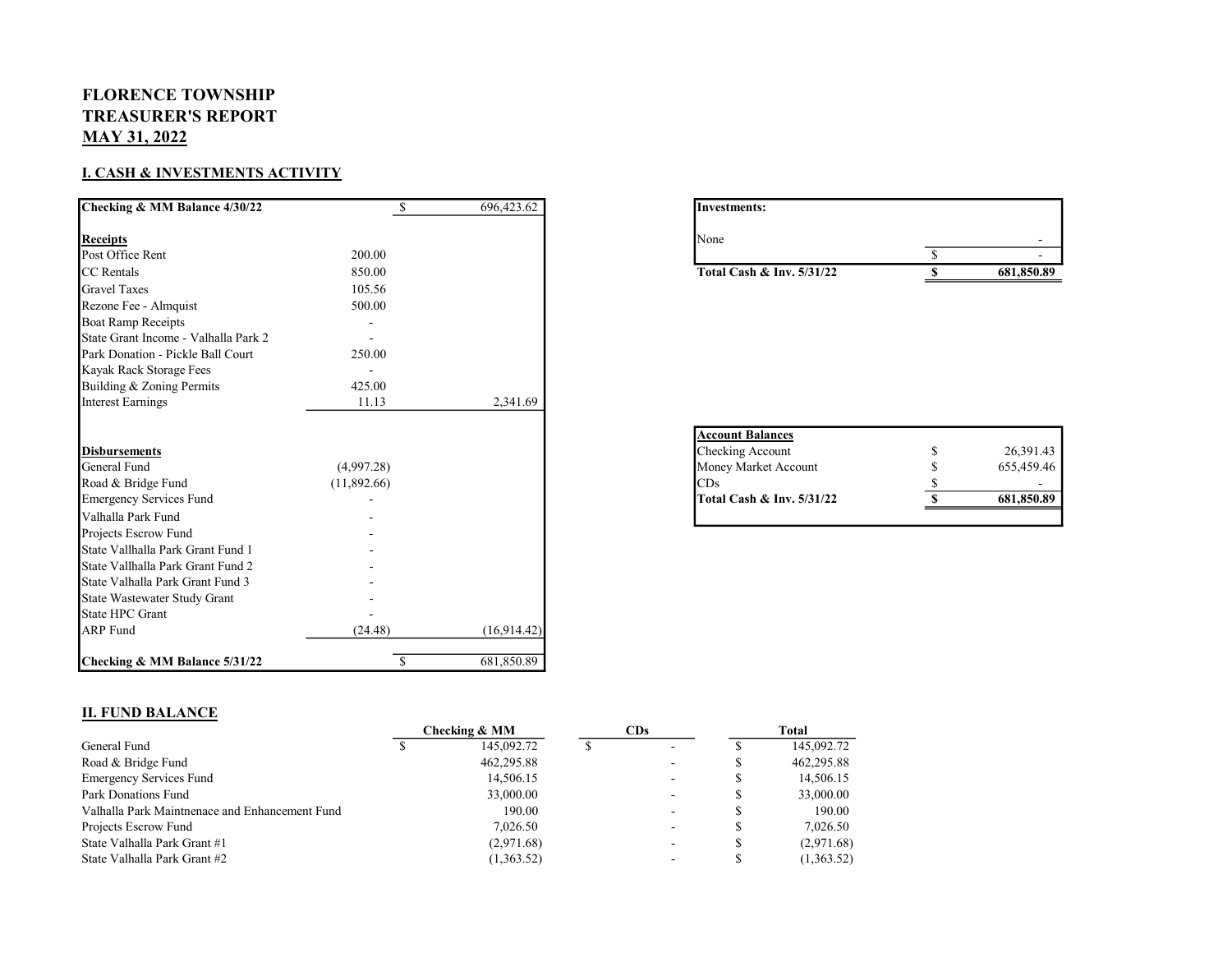**FLORENCE TOWNSHIP**
**TREASURER'S REPORT**
**MAY 31, 2022**

## I. CASH & INVESTMENTS ACTIVITY

| **Checking & MM Balance 4/30/22** | | $ 696,423.62 |
|---|---|---|
| **Receipts** | | |
| Post Office Rent | 200.00 | |
| CC Rentals | 850.00 | |
| Gravel Taxes | 105.56 | |
| Rezone Fee - Almquist | 500.00 | |
| Boat Ramp Receipts | - | |
| State Grant Income - Valhalla Park 2 | - | |
| Park Donation - Pickle Ball Court | 250.00 | |
| Kayak Rack Storage Fees | - | |
| Building & Zoning Permits | 425.00 | |
| Interest Earnings | 11.13 | 2,341.69 |
| **Disbursements** | | |
| General Fund | (4,997.28) | |
| Road & Bridge Fund | (11,892.66) | |
| Emergency Services Fund | - | |
| Valhalla Park Fund | - | |
| Projects Escrow Fund | - | |
| State Vallhalla Park Grant Fund 1 | - | |
| State Vallhalla Park Grant Fund 2 | - | |
| State Valhalla Park Grant Fund 3 | - | |
| State Wastewater Study Grant | - | |
| State HPC Grant | - | |
| ARP Fund | (24.48) | (16,914.42) |
| **Checking & MM Balance 5/31/22** | | $ 681,850.89 |

| **Investments:** | |
|---|---|
| None | - |
| | $ - |
| **Total Cash & Inv. 5/31/22** | **$ 681,850.89** |

| **Account Balances** | |
|---|---|
| Checking Account | $ 26,391.43 |
| Money Market Account | $ 655,459.46 |
| CDs | $ - |
| **Total Cash & Inv. 5/31/22** | **$ 681,850.89** |

## II. FUND BALANCE

| | Checking & MM | CDs | Total |
|---|---|---|---|
| General Fund | $ 145,092.72 | $ - | $ 145,092.72 |
| Road & Bridge Fund | 462,295.88 | - | $ 462,295.88 |
| Emergency Services Fund | 14,506.15 | - | $ 14,506.15 |
| Park Donations Fund | 33,000.00 | - | $ 33,000.00 |
| Valhalla Park Maintnenace and Enhancement Fund | 190.00 | - | $ 190.00 |
| Projects Escrow Fund | 7,026.50 | - | $ 7,026.50 |
| State Valhalla Park Grant #1 | (2,971.68) | - | $ (2,971.68) |
| State Valhalla Park Grant #2 | (1,363.52) | - | $ (1,363.52) |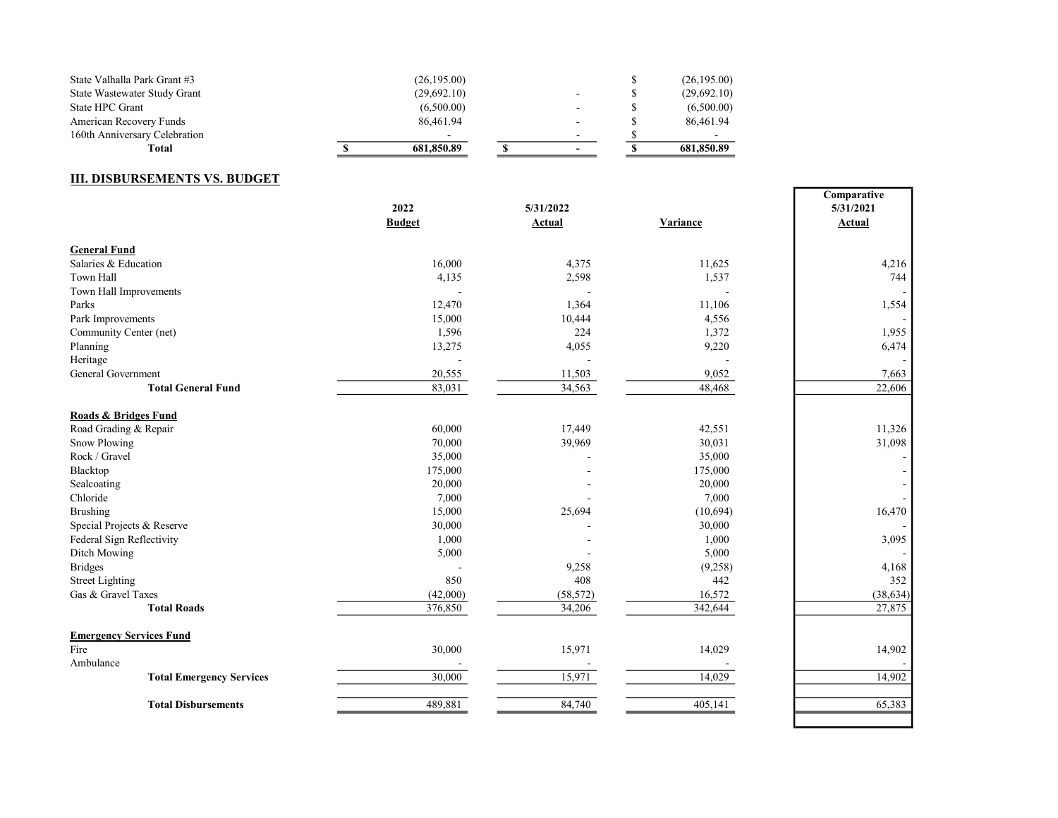| | | | |
|---|---|---|---|
| State Valhalla Park Grant #3 | (26,195.00) | | $ (26,195.00) |
| State Wastewater Study Grant | (29,692.10) | - | $ (29,692.10) |
| State HPC Grant | (6,500.00) | - | $ (6,500.00) |
| American Recovery Funds | 86,461.94 | - | $ 86,461.94 |
| 160th Anniversary Celebration | - | - | $ - |
| **Total** | **$ 681,850.89** | **$ -** | **$ 681,850.89** |

## III. DISBURSEMENTS VS. BUDGET

| | 2022 Budget | 5/31/2022 Actual | Variance | Comparative 5/31/2021 Actual |
|---|---|---|---|---|
| **General Fund** | | | | |
| Salaries & Education | 16,000 | 4,375 | 11,625 | 4,216 |
| Town Hall | 4,135 | 2,598 | 1,537 | 744 |
| Town Hall Improvements | - | - | - | - |
| Parks | 12,470 | 1,364 | 11,106 | 1,554 |
| Park Improvements | 15,000 | 10,444 | 4,556 | - |
| Community Center (net) | 1,596 | 224 | 1,372 | 1,955 |
| Planning | 13,275 | 4,055 | 9,220 | 6,474 |
| Heritage | - | - | - | - |
| General Government | 20,555 | 11,503 | 9,052 | 7,663 |
| **Total General Fund** | 83,031 | 34,563 | 48,468 | 22,606 |
| **Roads & Bridges Fund** | | | | |
| Road Grading & Repair | 60,000 | 17,449 | 42,551 | 11,326 |
| Snow Plowing | 70,000 | 39,969 | 30,031 | 31,098 |
| Rock / Gravel | 35,000 | - | 35,000 | - |
| Blacktop | 175,000 | - | 175,000 | - |
| Sealcoating | 20,000 | - | 20,000 | - |
| Chloride | 7,000 | - | 7,000 | - |
| Brushing | 15,000 | 25,694 | (10,694) | 16,470 |
| Special Projects & Reserve | 30,000 | - | 30,000 | - |
| Federal Sign Reflectivity | 1,000 | - | 1,000 | 3,095 |
| Ditch Mowing | 5,000 | - | 5,000 | - |
| Bridges | - | 9,258 | (9,258) | 4,168 |
| Street Lighting | 850 | 408 | 442 | 352 |
| Gas & Gravel Taxes | (42,000) | (58,572) | 16,572 | (38,634) |
| **Total Roads** | 376,850 | 34,206 | 342,644 | 27,875 |
| **Emergency Services Fund** | | | | |
| Fire | 30,000 | 15,971 | 14,029 | 14,902 |
| Ambulance | - | - | - | - |
| **Total Emergency Services** | 30,000 | 15,971 | 14,029 | 14,902 |
| **Total Disbursements** | 489,881 | 84,740 | 405,141 | 65,383 |